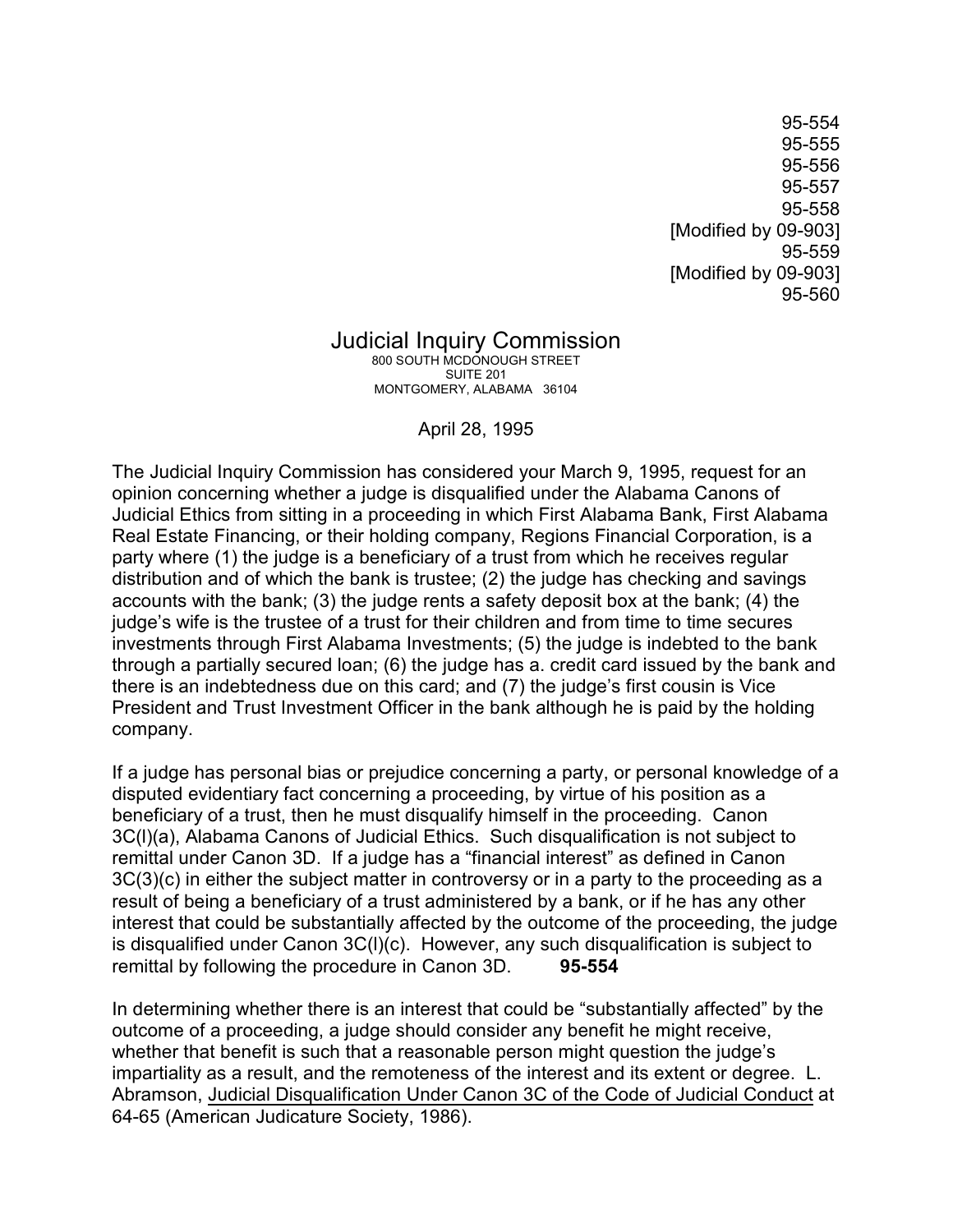95-554
95-555
95-556
95-557
95-558
[Modified by 09-903]
95-559
[Modified by 09-903]
95-560

# Judicial Inquiry Commission

800 SOUTH MCDONOUGH STREET
SUITE 201
MONTGOMERY, ALABAMA 36104

April 28, 1995

The Judicial Inquiry Commission has considered your March 9, 1995, request for an opinion concerning whether a judge is disqualified under the Alabama Canons of Judicial Ethics from sitting in a proceeding in which First Alabama Bank, First Alabama Real Estate Financing, or their holding company, Regions Financial Corporation, is a party where (1) the judge is a beneficiary of a trust from which he receives regular distribution and of which the bank is trustee; (2) the judge has checking and savings accounts with the bank; (3) the judge rents a safety deposit box at the bank; (4) the judge's wife is the trustee of a trust for their children and from time to time secures investments through First Alabama Investments; (5) the judge is indebted to the bank through a partially secured loan; (6) the judge has a. credit card issued by the bank and there is an indebtedness due on this card; and (7) the judge's first cousin is Vice President and Trust Investment Officer in the bank although he is paid by the holding company.

If a judge has personal bias or prejudice concerning a party, or personal knowledge of a disputed evidentiary fact concerning a proceeding, by virtue of his position as a beneficiary of a trust, then he must disqualify himself in the proceeding. Canon 3C(l)(a), Alabama Canons of Judicial Ethics. Such disqualification is not subject to remittal under Canon 3D. If a judge has a "financial interest" as defined in Canon 3C(3)(c) in either the subject matter in controversy or in a party to the proceeding as a result of being a beneficiary of a trust administered by a bank, or if he has any other interest that could be substantially affected by the outcome of the proceeding, the judge is disqualified under Canon 3C(l)(c). However, any such disqualification is subject to remittal by following the procedure in Canon 3D. **95-554**

In determining whether there is an interest that could be "substantially affected" by the outcome of a proceeding, a judge should consider any benefit he might receive, whether that benefit is such that a reasonable person might question the judge's impartiality as a result, and the remoteness of the interest and its extent or degree. L. Abramson, Judicial Disqualification Under Canon 3C of the Code of Judicial Conduct at 64-65 (American Judicature Society, 1986).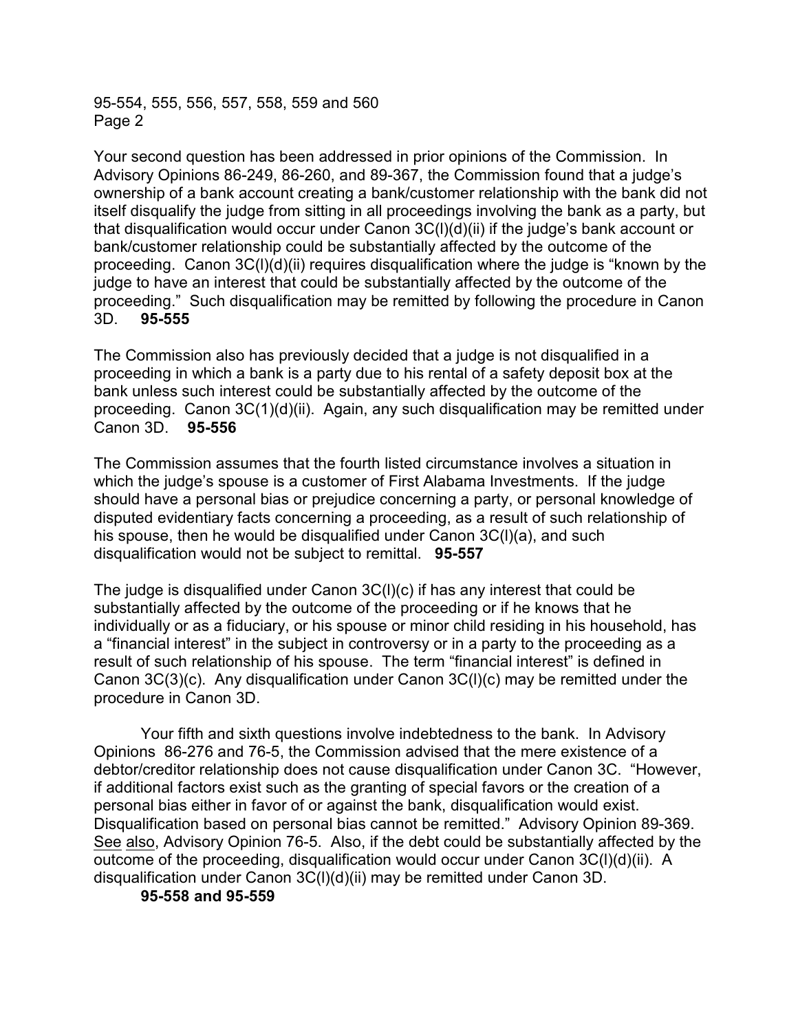Your second question has been addressed in prior opinions of the Commission. In Advisory Opinions 86-249, 86-260, and 89-367, the Commission found that a judge's ownership of a bank account creating a bank/customer relationship with the bank did not itself disqualify the judge from sitting in all proceedings involving the bank as a party, but that disqualification would occur under Canon 3C(l)(d)(ii) if the judge's bank account or bank/customer relationship could be substantially affected by the outcome of the proceeding. Canon 3C(l)(d)(ii) requires disqualification where the judge is "known by the judge to have an interest that could be substantially affected by the outcome of the proceeding." Such disqualification may be remitted by following the procedure in Canon 3D. **95-555**

The Commission also has previously decided that a judge is not disqualified in a proceeding in which a bank is a party due to his rental of a safety deposit box at the bank unless such interest could be substantially affected by the outcome of the proceeding. Canon 3C(1)(d)(ii). Again, any such disqualification may be remitted under Canon 3D. **95-556**

The Commission assumes that the fourth listed circumstance involves a situation in which the judge's spouse is a customer of First Alabama Investments. If the judge should have a personal bias or prejudice concerning a party, or personal knowledge of disputed evidentiary facts concerning a proceeding, as a result of such relationship of his spouse, then he would be disqualified under Canon 3C(l)(a), and such disqualification would not be subject to remittal. **95-557**

The judge is disqualified under Canon 3C(l)(c) if has any interest that could be substantially affected by the outcome of the proceeding or if he knows that he individually or as a fiduciary, or his spouse or minor child residing in his household, has a "financial interest" in the subject in controversy or in a party to the proceeding as a result of such relationship of his spouse. The term "financial interest" is defined in Canon 3C(3)(c). Any disqualification under Canon 3C(l)(c) may be remitted under the procedure in Canon 3D.

Your fifth and sixth questions involve indebtedness to the bank. In Advisory Opinions 86-276 and 76-5, the Commission advised that the mere existence of a debtor/creditor relationship does not cause disqualification under Canon 3C. "However, if additional factors exist such as the granting of special favors or the creation of a personal bias either in favor of or against the bank, disqualification would exist. Disqualification based on personal bias cannot be remitted." Advisory Opinion 89-369. See also, Advisory Opinion 76-5. Also, if the debt could be substantially affected by the outcome of the proceeding, disqualification would occur under Canon 3C(l)(d)(ii). A disqualification under Canon 3C(l)(d)(ii) may be remitted under Canon 3D.

**95-558 and 95-559**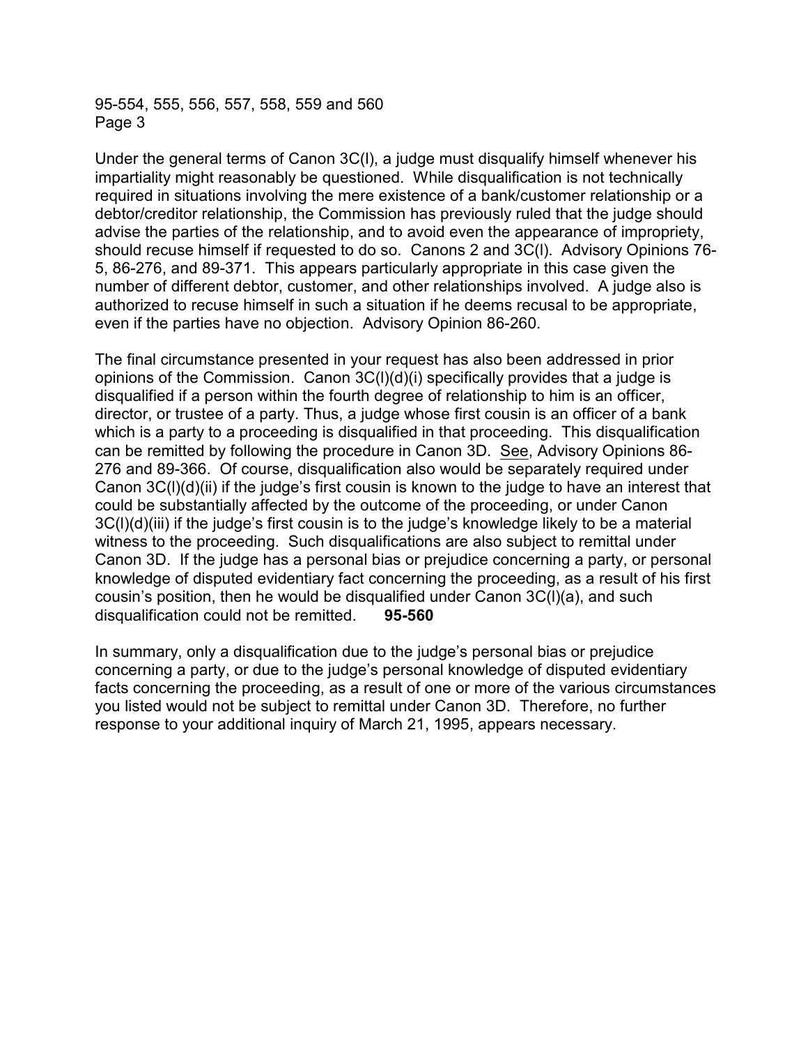Under the general terms of Canon 3C(l), a judge must disqualify himself whenever his impartiality might reasonably be questioned. While disqualification is not technically required in situations involving the mere existence of a bank/customer relationship or a debtor/creditor relationship, the Commission has previously ruled that the judge should advise the parties of the relationship, and to avoid even the appearance of impropriety, should recuse himself if requested to do so. Canons 2 and 3C(l). Advisory Opinions 76-5, 86-276, and 89-371. This appears particularly appropriate in this case given the number of different debtor, customer, and other relationships involved. A judge also is authorized to recuse himself in such a situation if he deems recusal to be appropriate, even if the parties have no objection. Advisory Opinion 86-260.

The final circumstance presented in your request has also been addressed in prior opinions of the Commission. Canon 3C(l)(d)(i) specifically provides that a judge is disqualified if a person within the fourth degree of relationship to him is an officer, director, or trustee of a party. Thus, a judge whose first cousin is an officer of a bank which is a party to a proceeding is disqualified in that proceeding. This disqualification can be remitted by following the procedure in Canon 3D. See, Advisory Opinions 86-276 and 89-366. Of course, disqualification also would be separately required under Canon 3C(l)(d)(ii) if the judge's first cousin is known to the judge to have an interest that could be substantially affected by the outcome of the proceeding, or under Canon 3C(l)(d)(iii) if the judge's first cousin is to the judge's knowledge likely to be a material witness to the proceeding. Such disqualifications are also subject to remittal under Canon 3D. If the judge has a personal bias or prejudice concerning a party, or personal knowledge of disputed evidentiary fact concerning the proceeding, as a result of his first cousin's position, then he would be disqualified under Canon 3C(l)(a), and such disqualification could not be remitted. **95-560**

In summary, only a disqualification due to the judge's personal bias or prejudice concerning a party, or due to the judge's personal knowledge of disputed evidentiary facts concerning the proceeding, as a result of one or more of the various circumstances you listed would not be subject to remittal under Canon 3D. Therefore, no further response to your additional inquiry of March 21, 1995, appears necessary.